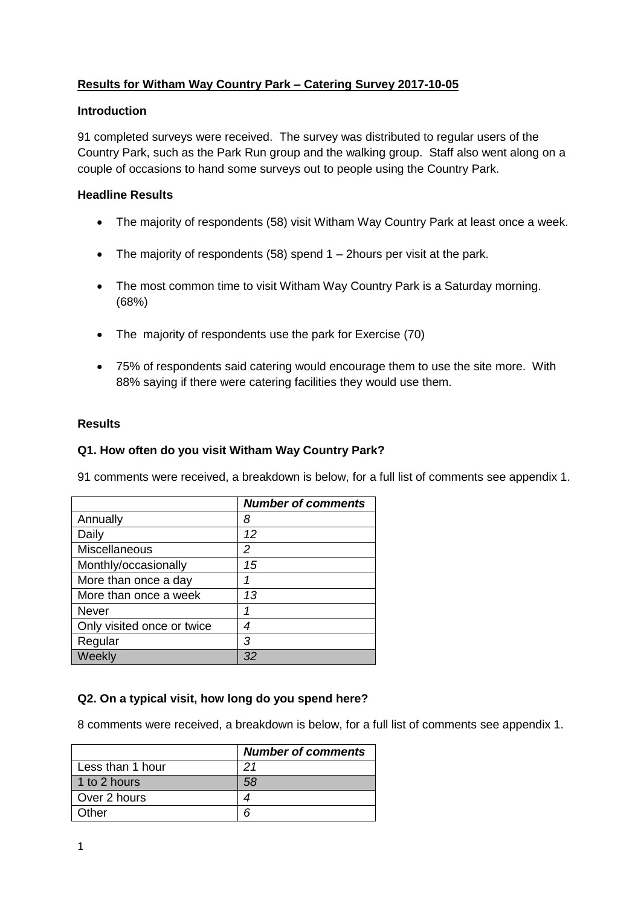**Results for Witham Way Country Park – Catering Survey 2017-10-05**

**Introduction**

91 completed surveys were received. The survey was distributed to regular users of the Country Park, such as the Park Run group and the walking group. Staff also went along on a couple of occasions to hand some surveys out to people using the Country Park.

**Headline Results**

- The majority of respondents (58) visit Witham Way Country Park at least once a week.
- The majority of respondents (58) spend 1 – 2hours per visit at the park.
- The most common time to visit Witham Way Country Park is a Saturday morning. (68%)
- The majority of respondents use the park for Exercise (70)
- 75% of respondents said catering would encourage them to use the site more. With 88% saying if there were catering facilities they would use them.

**Results**

**Q1. How often do you visit Witham Way Country Park?**

91 comments were received, a breakdown is below, for a full list of comments see appendix 1.

| | *Number of comments* |
|---|---|
| Annually | *8* |
| Daily | *12* |
| Miscellaneous | *2* |
| Monthly/occasionally | *15* |
| More than once a day | *1* |
| More than once a week | *13* |
| Never | *1* |
| Only visited once or twice | *4* |
| Regular | *3* |
| Weekly | *32* |

**Q2. On a typical visit, how long do you spend here?**

8 comments were received, a breakdown is below, for a full list of comments see appendix 1.

| | *Number of comments* |
|---|---|
| Less than 1 hour | *21* |
| 1 to 2 hours | *58* |
| Over 2 hours | *4* |
| Other | *6* |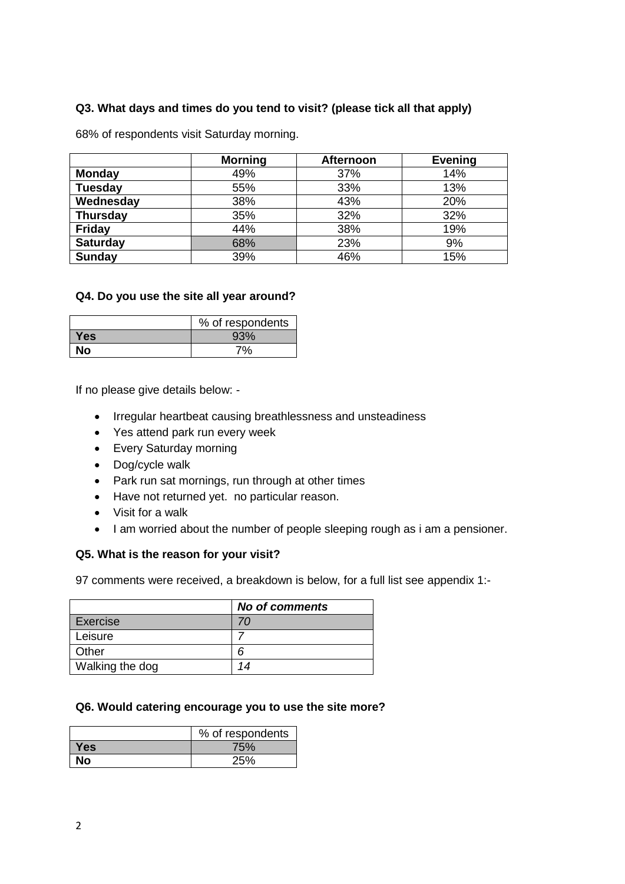**Q3. What days and times do you tend to visit? (please tick all that apply)**

68% of respondents visit Saturday morning.

| | Morning | Afternoon | Evening |
|---|---|---|---|
| **Monday** | 49% | 37% | 14% |
| **Tuesday** | 55% | 33% | 13% |
| **Wednesday** | 38% | 43% | 20% |
| **Thursday** | 35% | 32% | 32% |
| **Friday** | 44% | 38% | 19% |
| **Saturday** | 68% | 23% | 9% |
| **Sunday** | 39% | 46% | 15% |

**Q4. Do you use the site all year around?**

| | % of respondents |
|---|---|
| **Yes** | 93% |
| **No** | 7% |

If no please give details below: -

- Irregular heartbeat causing breathlessness and unsteadiness
- Yes attend park run every week
- Every Saturday morning
- Dog/cycle walk
- Park run sat mornings, run through at other times
- Have not returned yet. no particular reason.
- Visit for a walk
- I am worried about the number of people sleeping rough as i am a pensioner.

**Q5. What is the reason for your visit?**

97 comments were received, a breakdown is below, for a full list see appendix 1:-

| | ***No of comments*** |
|---|---|
| Exercise | *70* |
| Leisure | *7* |
| Other | *6* |
| Walking the dog | *14* |

**Q6. Would catering encourage you to use the site more?**

| | % of respondents |
|---|---|
| **Yes** | 75% |
| **No** | 25% |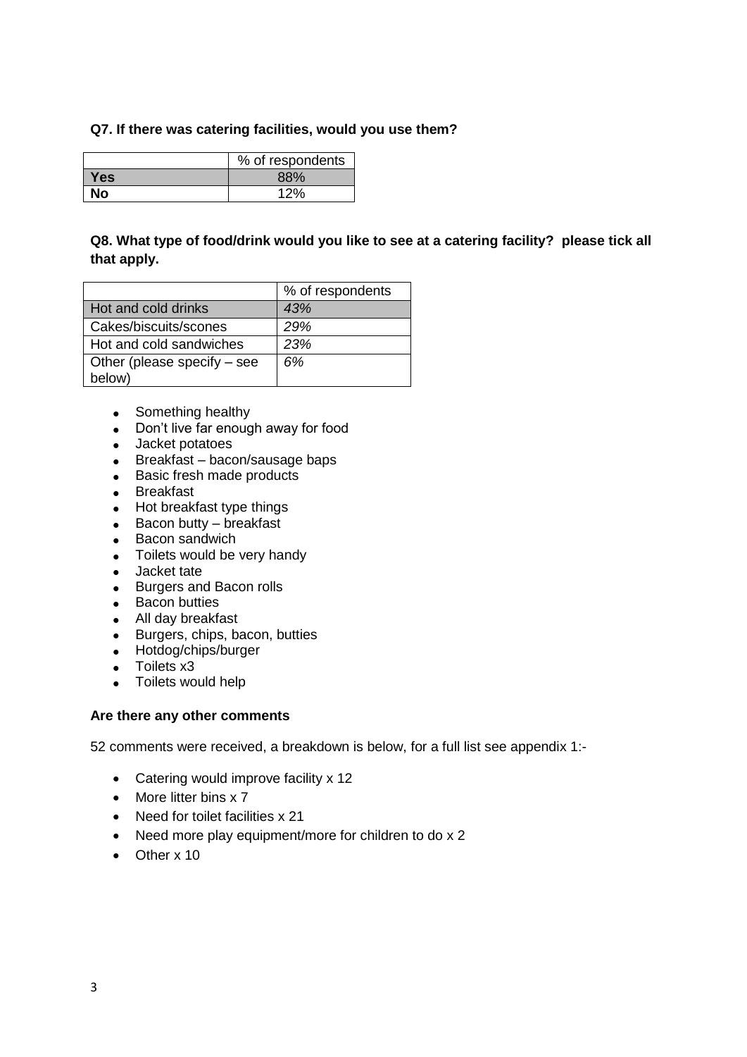**Q7. If there was catering facilities, would you use them?**

| | % of respondents |
|---|---|
| **Yes** | 88% |
| **No** | 12% |

**Q8. What type of food/drink would you like to see at a catering facility? please tick all that apply.**

| | % of respondents |
|---|---|
| Hot and cold drinks | *43%* |
| Cakes/biscuits/scones | *29%* |
| Hot and cold sandwiches | *23%* |
| Other (please specify – see below) | *6%* |

- Something healthy
- Don't live far enough away for food
- Jacket potatoes
- Breakfast – bacon/sausage baps
- Basic fresh made products
- Breakfast
- Hot breakfast type things
- Bacon butty – breakfast
- Bacon sandwich
- Toilets would be very handy
- Jacket tate
- Burgers and Bacon rolls
- Bacon butties
- All day breakfast
- Burgers, chips, bacon, butties
- Hotdog/chips/burger
- Toilets x3
- Toilets would help

**Are there any other comments**

52 comments were received, a breakdown is below, for a full list see appendix 1:-

- Catering would improve facility x 12
- More litter bins x 7
- Need for toilet facilities x 21
- Need more play equipment/more for children to do x 2
- Other x 10